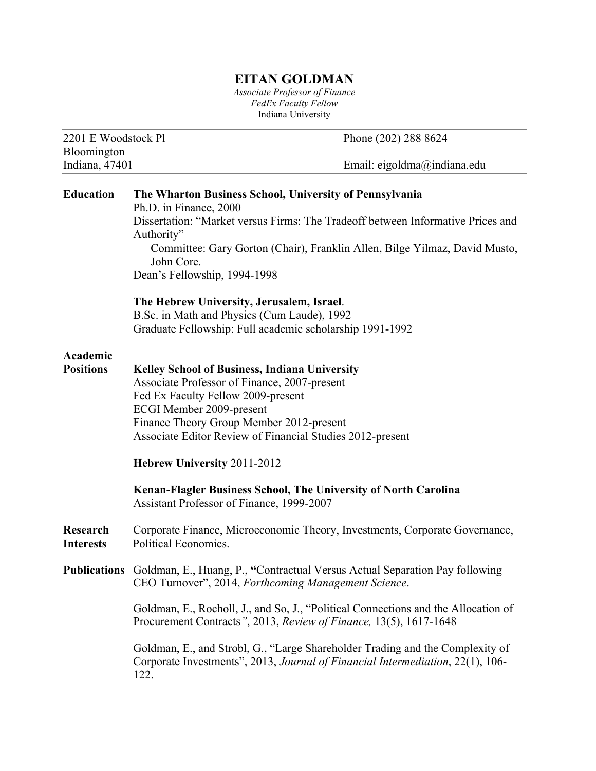# EITAN GOLDMAN

*Associate Professor of Finance*
*FedEx Faculty Fellow*
Indiana University

---

2201 E Woodstock Pl
Bloomington
Indiana, 47401

Phone (202) 288 8624

Email: eigoldma@indiana.edu

---

## Education

**The Wharton Business School, University of Pennsylvania**
Ph.D. in Finance, 2000
Dissertation: "Market versus Firms: The Tradeoff between Informative Prices and Authority"
Committee: Gary Gorton (Chair), Franklin Allen, Bilge Yilmaz, David Musto, John Core.
Dean's Fellowship, 1994-1998

**The Hebrew University, Jerusalem, Israel**.
B.Sc. in Math and Physics (Cum Laude), 1992
Graduate Fellowship: Full academic scholarship 1991-1992

## Academic Positions

**Kelley School of Business, Indiana University**
Associate Professor of Finance, 2007-present
Fed Ex Faculty Fellow 2009-present
ECGI Member 2009-present
Finance Theory Group Member 2012-present
Associate Editor Review of Financial Studies 2012-present

**Hebrew University** 2011-2012

**Kenan-Flagler Business School, The University of North Carolina**
Assistant Professor of Finance, 1999-2007

## Research Interests

Corporate Finance, Microeconomic Theory, Investments, Corporate Governance, Political Economics.

## Publications

Goldman, E., Huang, P., **"**Contractual Versus Actual Separation Pay following CEO Turnover", 2014, *Forthcoming Management Science*.

Goldman, E., Rocholl, J., and So, J., "Political Connections and the Allocation of Procurement Contracts*"*, 2013, *Review of Finance,* 13(5), 1617-1648

Goldman, E., and Strobl, G., "Large Shareholder Trading and the Complexity of Corporate Investments", 2013, *Journal of Financial Intermediation*, 22(1), 106-122.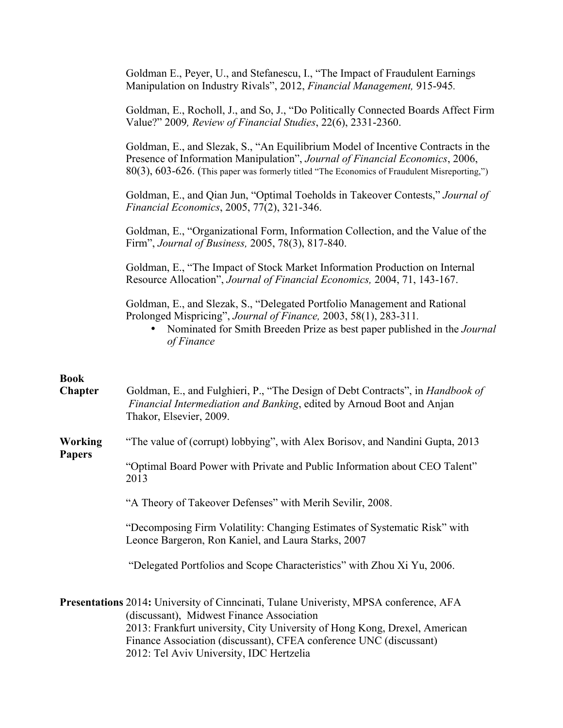Goldman E., Peyer, U., and Stefanescu, I., "The Impact of Fraudulent Earnings Manipulation on Industry Rivals", 2012, *Financial Management,* 915-945.

Goldman, E., Rocholl, J., and So, J., "Do Politically Connected Boards Affect Firm Value?" 2009*, Review of Financial Studies*, 22(6), 2331-2360.

Goldman, E., and Slezak, S., "An Equilibrium Model of Incentive Contracts in the Presence of Information Manipulation", *Journal of Financial Economics*, 2006, 80(3), 603-626. (This paper was formerly titled "The Economics of Fraudulent Misreporting,")

Goldman, E., and Qian Jun, "Optimal Toeholds in Takeover Contests," *Journal of Financial Economics*, 2005, 77(2), 321-346.

Goldman, E., "Organizational Form, Information Collection, and the Value of the Firm", *Journal of Business,* 2005, 78(3), 817-840.

Goldman, E., "The Impact of Stock Market Information Production on Internal Resource Allocation", *Journal of Financial Economics,* 2004, 71, 143-167.

Goldman, E., and Slezak, S., "Delegated Portfolio Management and Rational Prolonged Mispricing", *Journal of Finance,* 2003, 58(1), 283-311.

- Nominated for Smith Breeden Prize as best paper published in the *Journal of Finance*

**Book Chapter**

Goldman, E., and Fulghieri, P., "The Design of Debt Contracts", in *Handbook of Financial Intermediation and Banking*, edited by Arnoud Boot and Anjan Thakor, Elsevier, 2009.

**Working Papers**

"The value of (corrupt) lobbying", with Alex Borisov, and Nandini Gupta, 2013

"Optimal Board Power with Private and Public Information about CEO Talent" 2013

"A Theory of Takeover Defenses" with Merih Sevilir, 2008.

"Decomposing Firm Volatility: Changing Estimates of Systematic Risk" with Leonce Bargeron, Ron Kaniel, and Laura Starks, 2007

"Delegated Portfolios and Scope Characteristics" with Zhou Xi Yu, 2006.

**Presentations**

2014**:** University of Cinncinati, Tulane Univeristy, MPSA conference, AFA (discussant), Midwest Finance Association

2013: Frankfurt university, City University of Hong Kong, Drexel, American Finance Association (discussant), CFEA conference UNC (discussant)

2012: Tel Aviv University, IDC Hertzelia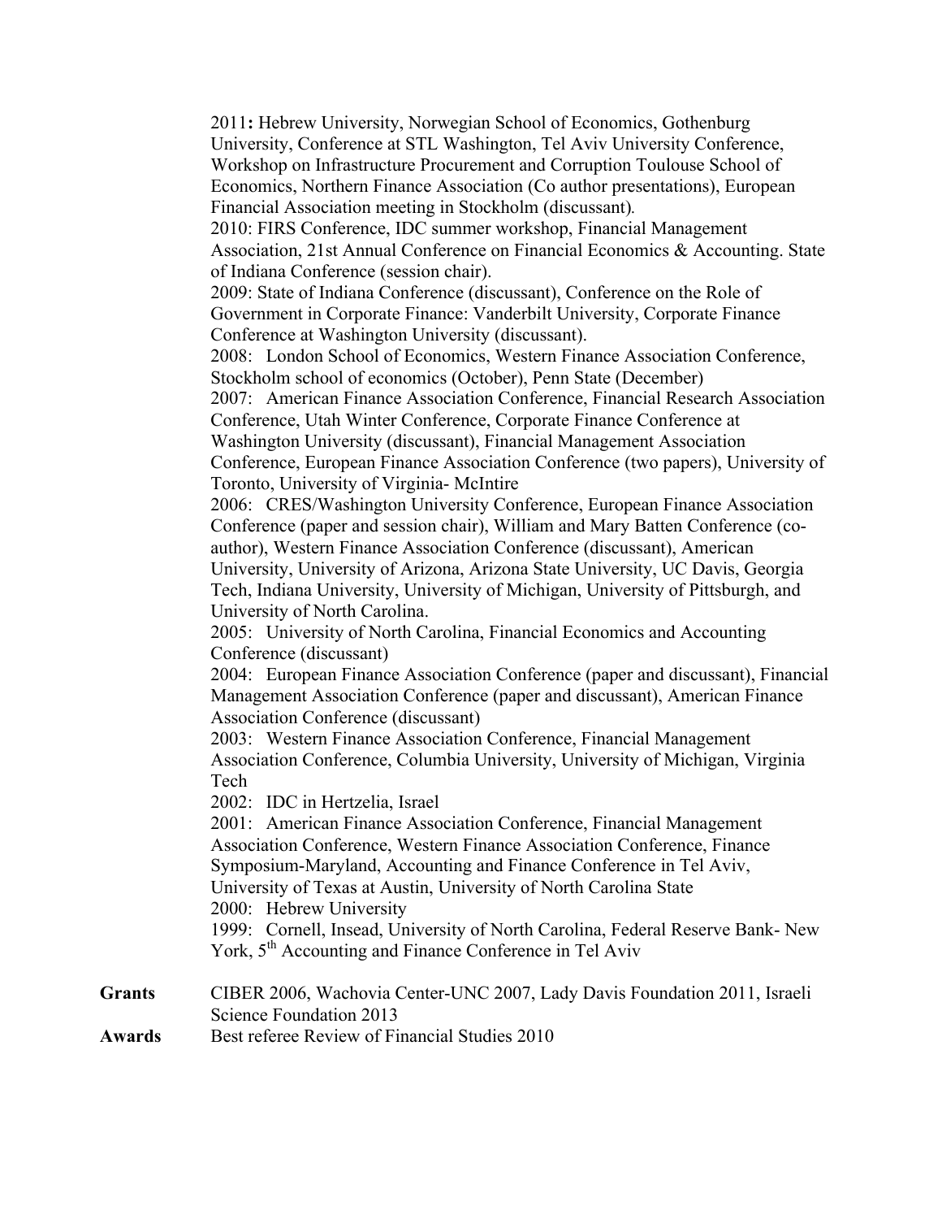**2011:** Hebrew University, Norwegian School of Economics, Gothenburg University, Conference at STL Washington, Tel Aviv University Conference, Workshop on Infrastructure Procurement and Corruption Toulouse School of Economics, Northern Finance Association (Co author presentations), European Financial Association meeting in Stockholm (discussant).

2010: FIRS Conference, IDC summer workshop, Financial Management Association, 21st Annual Conference on Financial Economics & Accounting. State of Indiana Conference (session chair).

2009: State of Indiana Conference (discussant), Conference on the Role of Government in Corporate Finance: Vanderbilt University, Corporate Finance Conference at Washington University (discussant).

2008: London School of Economics, Western Finance Association Conference, Stockholm school of economics (October), Penn State (December)

2007: American Finance Association Conference, Financial Research Association Conference, Utah Winter Conference, Corporate Finance Conference at Washington University (discussant), Financial Management Association Conference, European Finance Association Conference (two papers), University of Toronto, University of Virginia- McIntire

2006: CRES/Washington University Conference, European Finance Association Conference (paper and session chair), William and Mary Batten Conference (co-author), Western Finance Association Conference (discussant), American University, University of Arizona, Arizona State University, UC Davis, Georgia Tech, Indiana University, University of Michigan, University of Pittsburgh, and University of North Carolina.

2005: University of North Carolina, Financial Economics and Accounting Conference (discussant)

2004: European Finance Association Conference (paper and discussant), Financial Management Association Conference (paper and discussant), American Finance Association Conference (discussant)

2003: Western Finance Association Conference, Financial Management Association Conference, Columbia University, University of Michigan, Virginia Tech

2002: IDC in Hertzelia, Israel

2001: American Finance Association Conference, Financial Management Association Conference, Western Finance Association Conference, Finance Symposium-Maryland, Accounting and Finance Conference in Tel Aviv, University of Texas at Austin, University of North Carolina State

2000: Hebrew University

1999: Cornell, Insead, University of North Carolina, Federal Reserve Bank- New York, 5th Accounting and Finance Conference in Tel Aviv

**Grants** CIBER 2006, Wachovia Center-UNC 2007, Lady Davis Foundation 2011, Israeli Science Foundation 2013

**Awards** Best referee Review of Financial Studies 2010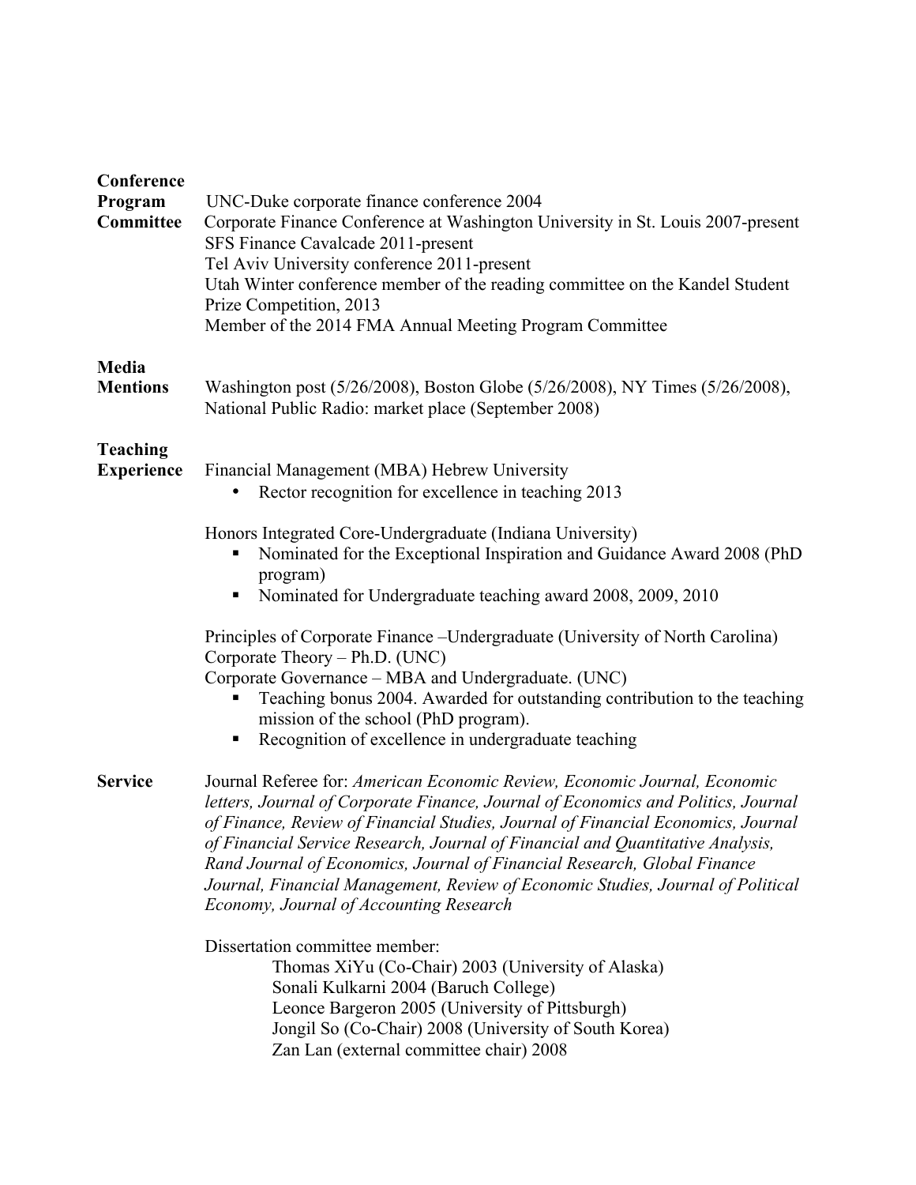**Conference Program Committee**

UNC-Duke corporate finance conference 2004
Corporate Finance Conference at Washington University in St. Louis 2007-present
SFS Finance Cavalcade 2011-present
Tel Aviv University conference 2011-present
Utah Winter conference member of the reading committee on the Kandel Student Prize Competition, 2013
Member of the 2014 FMA Annual Meeting Program Committee

**Media Mentions**

Washington post (5/26/2008), Boston Globe (5/26/2008), NY Times (5/26/2008), National Public Radio: market place (September 2008)

**Teaching Experience**

Financial Management (MBA) Hebrew University

- Rector recognition for excellence in teaching 2013

Honors Integrated Core-Undergraduate (Indiana University)

- Nominated for the Exceptional Inspiration and Guidance Award 2008 (PhD program)
- Nominated for Undergraduate teaching award 2008, 2009, 2010

Principles of Corporate Finance –Undergraduate (University of North Carolina)
Corporate Theory – Ph.D. (UNC)
Corporate Governance – MBA and Undergraduate. (UNC)

- Teaching bonus 2004. Awarded for outstanding contribution to the teaching mission of the school (PhD program).
- Recognition of excellence in undergraduate teaching

**Service**

Journal Referee for: *American Economic Review, Economic Journal, Economic letters, Journal of Corporate Finance, Journal of Economics and Politics, Journal of Finance, Review of Financial Studies, Journal of Financial Economics, Journal of Financial Service Research, Journal of Financial and Quantitative Analysis, Rand Journal of Economics, Journal of Financial Research, Global Finance Journal, Financial Management, Review of Economic Studies, Journal of Political Economy, Journal of Accounting Research*

Dissertation committee member:

Thomas XiYu (Co-Chair) 2003 (University of Alaska)
Sonali Kulkarni 2004 (Baruch College)
Leonce Bargeron 2005 (University of Pittsburgh)
Jongil So (Co-Chair) 2008 (University of South Korea)
Zan Lan (external committee chair) 2008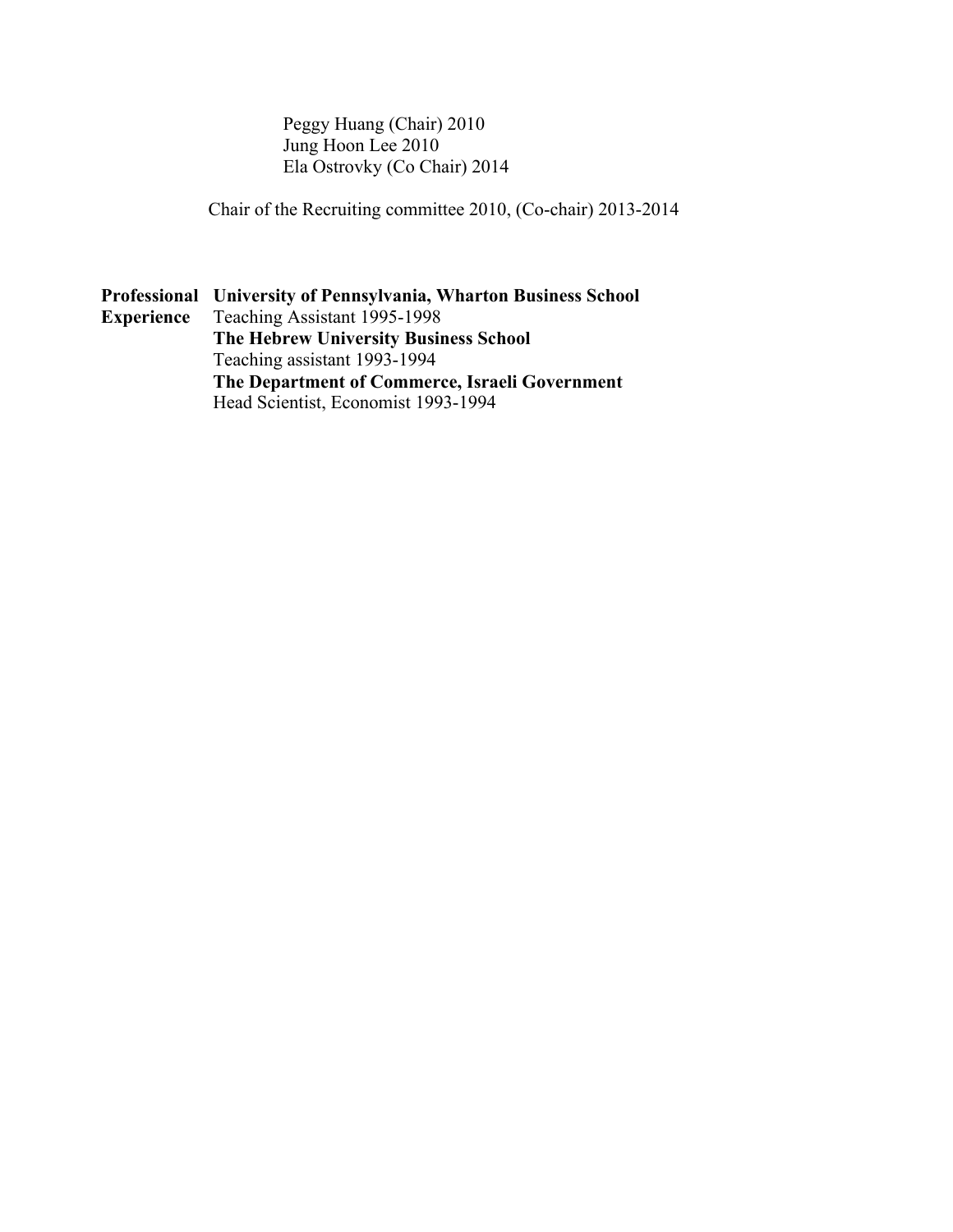Peggy Huang (Chair) 2010
Jung Hoon Lee 2010
Ela Ostrovky (Co Chair) 2014

Chair of the Recruiting committee 2010, (Co-chair) 2013-2014

**Professional Experience**

**University of Pennsylvania, Wharton Business School**
Teaching Assistant 1995-1998

**The Hebrew University Business School**
Teaching assistant 1993-1994

**The Department of Commerce, Israeli Government**
Head Scientist, Economist 1993-1994